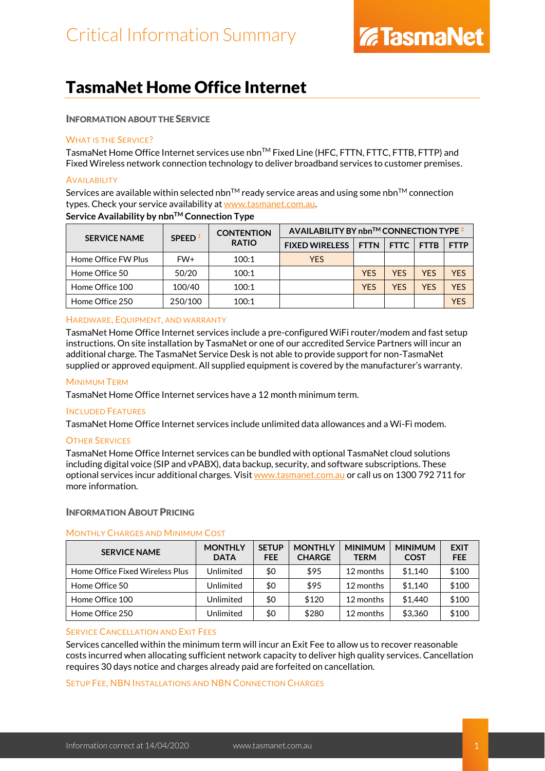# Critical Information Summary

TasmaNet

# TasmaNet Home Office Internet

## Information about the Service

### What is the service?

TasmaNet Home Office Internet services use nbn™ Fixed Line (HFC, FTTN, FTTC, FTTB, FTTP) and Fixed Wireless network connection technology to deliver broadband services to customer premises.

### Availability

Services are available within selected nbn™ ready service areas and using some nbn™ connection types. Check your service availability at www.tasmanet.com.au.

**Service Availability by nbn™ Connection Type**

| SERVICE NAME | SPEED [1] | CONTENTION RATIO | AVAILABILITY BY nbn™ CONNECTION TYPE [2] | | | | |
|---|---|---|---|---|---|---|---|
| | | | FIXED WIRELESS | FTTN | FTTC | FTTB | FTTP |
| Home Office FW Plus | FW+ | 100:1 | YES | | | | |
| Home Office 50 | 50/20 | 100:1 | | YES | YES | YES | YES |
| Home Office 100 | 100/40 | 100:1 | | YES | YES | YES | YES |
| Home Office 250 | 250/100 | 100:1 | | | | | YES |

### Hardware, Equipment, and Warranty

TasmaNet Home Office Internet services include a pre-configured WiFi router/modem and fast setup instructions. On site installation by TasmaNet or one of our accredited Service Partners will incur an additional charge. The TasmaNet Service Desk is not able to provide support for non-TasmaNet supplied or approved equipment. All supplied equipment is covered by the manufacturer's warranty.

### Minimum Term

TasmaNet Home Office Internet services have a 12 month minimum term.

### Included Features

TasmaNet Home Office Internet services include unlimited data allowances and a Wi-Fi modem.

### Other Services

TasmaNet Home Office Internet services can be bundled with optional TasmaNet cloud solutions including digital voice (SIP and vPABX), data backup, security, and software subscriptions. These optional services incur additional charges. Visit www.tasmanet.com.au or call us on 1300 792 711 for more information.

## Information About Pricing

### Monthly Charges and Minimum Cost

| SERVICE NAME | MONTHLY DATA | SETUP FEE | MONTHLY CHARGE | MINIMUM TERM | MINIMUM COST | EXIT FEE |
|---|---|---|---|---|---|---|
| Home Office Fixed Wireless Plus | Unlimited | $0 | $95 | 12 months | $1,140 | $100 |
| Home Office 50 | Unlimited | $0 | $95 | 12 months | $1,140 | $100 |
| Home Office 100 | Unlimited | $0 | $120 | 12 months | $1,440 | $100 |
| Home Office 250 | Unlimited | $0 | $280 | 12 months | $3,360 | $100 |

### Service Cancellation and Exit Fees

Services cancelled within the minimum term will incur an Exit Fee to allow us to recover reasonable costs incurred when allocating sufficient network capacity to deliver high quality services. Cancellation requires 30 days notice and charges already paid are forfeited on cancellation.

### Setup Fee, NBN Installations and NBN Connection Charges

Information correct at 14/04/2020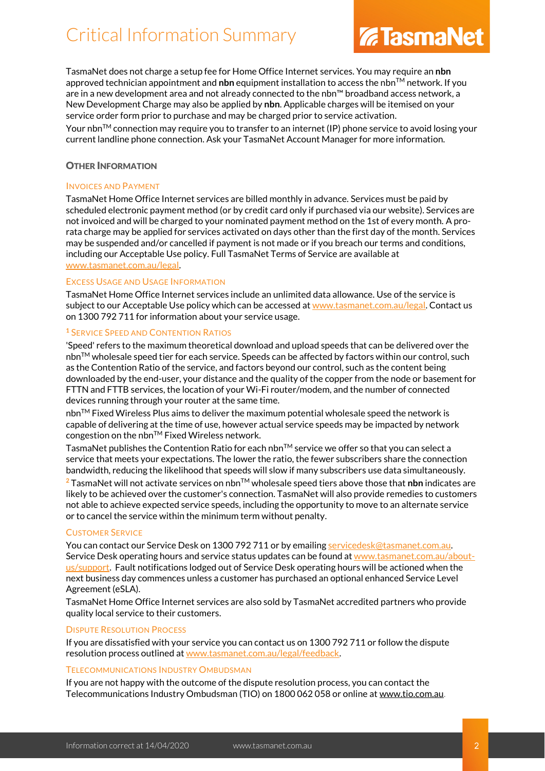TasmaNet does not charge a setup fee for Home Office Internet services. You may require an **nbn** approved technician appointment and **nbn** equipment installation to access the nbn™ network. If you are in a new development area and not already connected to the nbn™ broadband access network, a New Development Charge may also be applied by **nbn**. Applicable charges will be itemised on your service order form prior to purchase and may be charged prior to service activation.

Your nbn™ connection may require you to transfer to an internet (IP) phone service to avoid losing your current landline phone connection. Ask your TasmaNet Account Manager for more information.

## Other Information

### Invoices and Payment

TasmaNet Home Office Internet services are billed monthly in advance. Services must be paid by scheduled electronic payment method (or by credit card only if purchased via our website). Services are not invoiced and will be charged to your nominated payment method on the 1st of every month. A pro-rata charge may be applied for services activated on days other than the first day of the month. Services may be suspended and/or cancelled if payment is not made or if you breach our terms and conditions, including our Acceptable Use policy. Full TasmaNet Terms of Service are available at www.tasmanet.com.au/legal.

### Excess Usage and Usage Information

TasmaNet Home Office Internet services include an unlimited data allowance. Use of the service is subject to our Acceptable Use policy which can be accessed at www.tasmanet.com.au/legal. Contact us on 1300 792 711 for information about your service usage.

### [1] Service Speed and Contention Ratios

'Speed' refers to the maximum theoretical download and upload speeds that can be delivered over the nbn™ wholesale speed tier for each service. Speeds can be affected by factors within our control, such as the Contention Ratio of the service, and factors beyond our control, such as the content being downloaded by the end-user, your distance and the quality of the copper from the node or basement for FTTN and FTTB services, the location of your Wi-Fi router/modem, and the number of connected devices running through your router at the same time.

nbn™ Fixed Wireless Plus aims to deliver the maximum potential wholesale speed the network is capable of delivering at the time of use, however actual service speeds may be impacted by network congestion on the nbn™ Fixed Wireless network.

TasmaNet publishes the Contention Ratio for each nbn™ service we offer so that you can select a service that meets your expectations. The lower the ratio, the fewer subscribers share the connection bandwidth, reducing the likelihood that speeds will slow if many subscribers use data simultaneously.

[2] TasmaNet will not activate services on nbn™ wholesale speed tiers above those that **nbn** indicates are likely to be achieved over the customer's connection. TasmaNet will also provide remedies to customers not able to achieve expected service speeds, including the opportunity to move to an alternate service or to cancel the service within the minimum term without penalty.

### Customer Service

You can contact our Service Desk on 1300 792 711 or by emailing servicedesk@tasmanet.com.au. Service Desk operating hours and service status updates can be found at www.tasmanet.com.au/about-us/support. Fault notifications lodged out of Service Desk operating hours will be actioned when the next business day commences unless a customer has purchased an optional enhanced Service Level Agreement (eSLA).

TasmaNet Home Office Internet services are also sold by TasmaNet accredited partners who provide quality local service to their customers.

### Dispute Resolution Process

If you are dissatisfied with your service you can contact us on 1300 792 711 or follow the dispute resolution process outlined at www.tasmanet.com.au/legal/feedback.

### Telecommunications Industry Ombudsman

If you are not happy with the outcome of the dispute resolution process, you can contact the Telecommunications Industry Ombudsman (TIO) on 1800 062 058 or online at www.tio.com.au.

Information correct at 14/04/2020